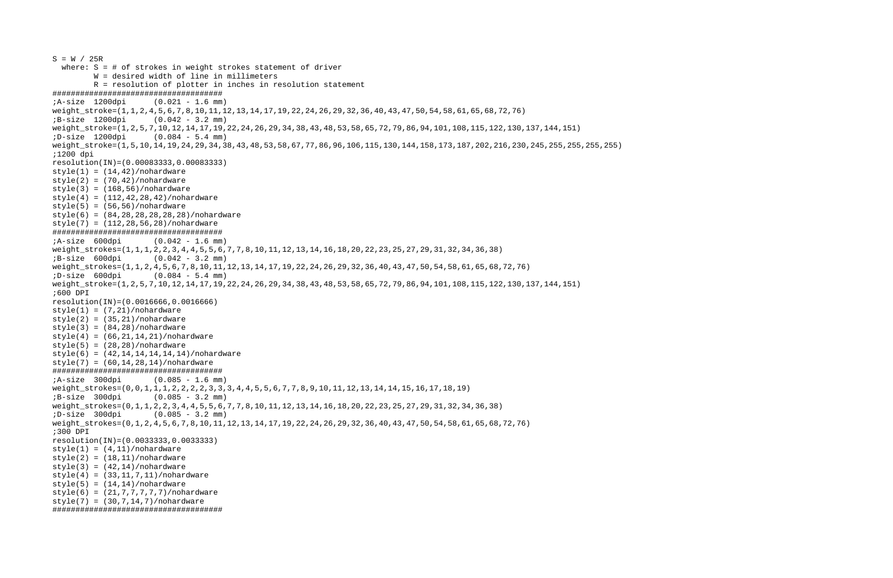```
S = W / 25R
  where: S = # of strokes in weight strokes statement of driver
         W = desired width of line in millimeters
         R = resolution of plotter in inches in resolution statement
#####################################
;A-size  1200dpi      (0.021 - 1.6 mm)
weight_stroke=(1,1,2,4,5,6,7,8,10,11,12,13,14,17,19,22,24,26,29,32,36,40,43,47,50,54,58,61,65,68,72,76)
;B-size  1200dpi      (0.042 - 3.2 mm)
weight_stroke=(1,2,5,7,10,12,14,17,19,22,24,26,29,34,38,43,48,53,58,65,72,79,86,94,101,108,115,122,130,137,144,151)
;D-size  1200dpi      (0.084 - 5.4 mm)
weight_stroke=(1,5,10,14,19,24,29,34,38,43,48,53,58,67,77,86,96,106,115,130,144,158,173,187,202,216,230,245,255,255,255,255)
;1200 dpi
resolution(IN)=(0.00083333,0.00083333)
style(1) = (14,42)/nohardware
style(2) = (70,42)/nohardware
style(3) = (168,56)/nohardware
style(4) = (112,42,28,42)/nohardware
style(5) = (56,56)/nohardware
style(6) = (84,28,28,28,28,28)/nohardware
style(7) = (112,28,56,28)/nohardware
#####################################
;A-size  600dpi       (0.042 - 1.6 mm)
weight_strokes=(1,1,1,2,2,3,4,4,5,5,6,7,7,8,10,11,12,13,14,16,18,20,22,23,25,27,29,31,32,34,36,38)
;B-size  600dpi       (0.042 - 3.2 mm)
weight_strokes=(1,1,2,4,5,6,7,8,10,11,12,13,14,17,19,22,24,26,29,32,36,40,43,47,50,54,58,61,65,68,72,76)
;D-size  600dpi       (0.084 - 5.4 mm)
weight_stroke=(1,2,5,7,10,12,14,17,19,22,24,26,29,34,38,43,48,53,58,65,72,79,86,94,101,108,115,122,130,137,144,151)
;600 DPI
resolution(IN)=(0.0016666,0.0016666)
style(1) = (7,21)/nohardware
style(2) = (35,21)/nohardware
style(3) = (84,28)/nohardware
style(4) = (66,21,14,21)/nohardware
style(5) = (28,28)/nohardware
style(6) = (42,14,14,14,14,14)/nohardware
style(7) = (60,14,28,14)/nohardware
#####################################
;A-size  300dpi       (0.085 - 1.6 mm)
weight_strokes=(0,0,1,1,1,2,2,2,3,3,3,4,4,5,5,6,7,7,8,9,10,11,12,13,14,14,15,16,17,18,19)
;B-size  300dpi       (0.085 - 3.2 mm)
weight_strokes=(0,1,1,2,2,3,4,4,5,5,6,7,7,8,10,11,12,13,14,16,18,20,22,23,25,27,29,31,32,34,36,38)
;D-size  300dpi       (0.085 - 3.2 mm)
weight_strokes=(0,1,2,4,5,6,7,8,10,11,12,13,14,17,19,22,24,26,29,32,36,40,43,47,50,54,58,61,65,68,72,76)
;300 DPI
resolution(IN)=(0.0033333,0.0033333)
style(1) = (4,11)/nohardware
style(2) = (18,11)/nohardware
style(3) = (42,14)/nohardware
style(4) = (33,11,7,11)/nohardware
style(5) = (14,14)/nohardware
style(6) = (21,7,7,7,7,7)/nohardware
style(7) = (30,7,14,7)/nohardware
#####################################
```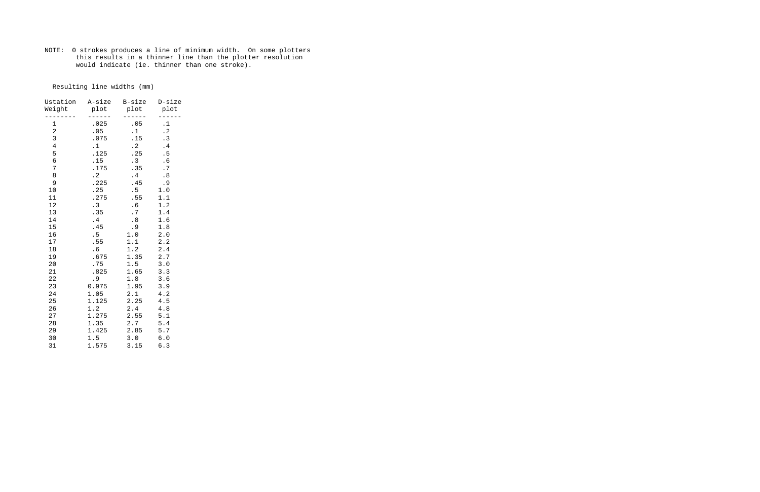NOTE: 0 strokes produces a line of minimum width. On some plotters this results in a thinner line than the plotter resolution would indicate (ie. thinner than one stroke).

Resulting line widths (mm)

| Ustation Weight | A-size plot | B-size plot | D-size plot |
|---|---|---|---|
| 1 | .025 | .05 | .1 |
| 2 | .05 | .1 | .2 |
| 3 | .075 | .15 | .3 |
| 4 | .1 | .2 | .4 |
| 5 | .125 | .25 | .5 |
| 6 | .15 | .3 | .6 |
| 7 | .175 | .35 | .7 |
| 8 | .2 | .4 | .8 |
| 9 | .225 | .45 | .9 |
| 10 | .25 | .5 | 1.0 |
| 11 | .275 | .55 | 1.1 |
| 12 | .3 | .6 | 1.2 |
| 13 | .35 | .7 | 1.4 |
| 14 | .4 | .8 | 1.6 |
| 15 | .45 | .9 | 1.8 |
| 16 | .5 | 1.0 | 2.0 |
| 17 | .55 | 1.1 | 2.2 |
| 18 | .6 | 1.2 | 2.4 |
| 19 | .675 | 1.35 | 2.7 |
| 20 | .75 | 1.5 | 3.0 |
| 21 | .825 | 1.65 | 3.3 |
| 22 | .9 | 1.8 | 3.6 |
| 23 | 0.975 | 1.95 | 3.9 |
| 24 | 1.05 | 2.1 | 4.2 |
| 25 | 1.125 | 2.25 | 4.5 |
| 26 | 1.2 | 2.4 | 4.8 |
| 27 | 1.275 | 2.55 | 5.1 |
| 28 | 1.35 | 2.7 | 5.4 |
| 29 | 1.425 | 2.85 | 5.7 |
| 30 | 1.5 | 3.0 | 6.0 |
| 31 | 1.575 | 3.15 | 6.3 |